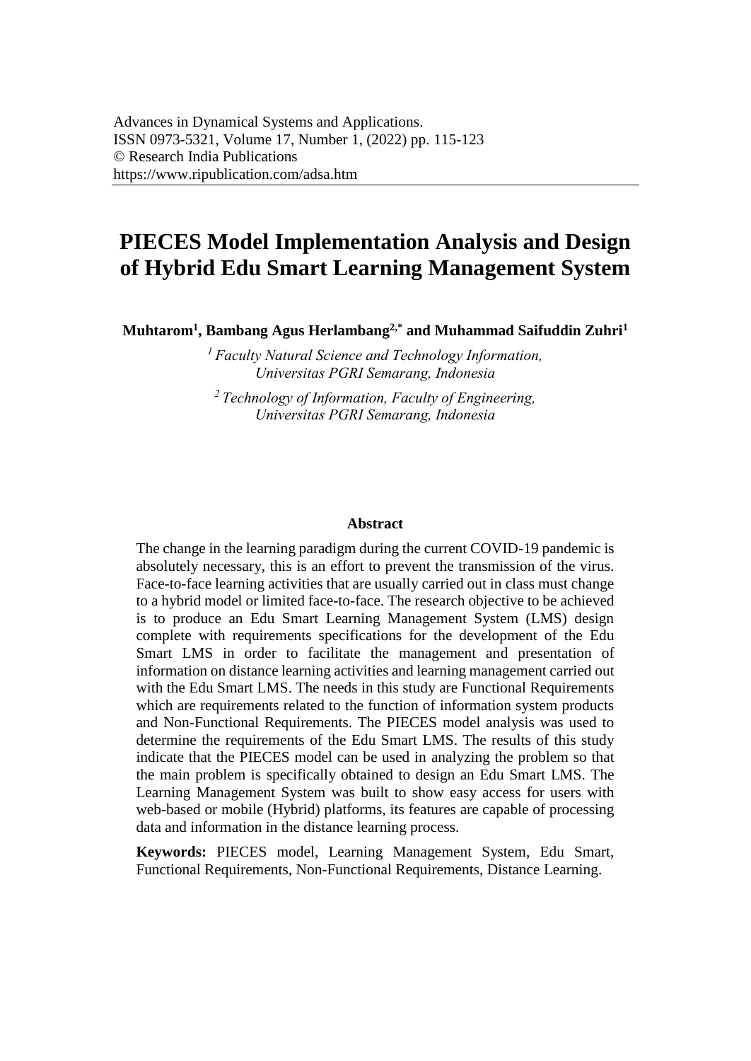# PIECES Model Implementation Analysis and Design of Hybrid Edu Smart Learning Management System

**Muhtarom[1], Bambang Agus Herlambang[2,*] and Muhammad Saifuddin Zuhri[1]**

*[1] Faculty Natural Science and Technology Information, Universitas PGRI Semarang, Indonesia*

*[2] Technology of Information, Faculty of Engineering, Universitas PGRI Semarang, Indonesia*

## Abstract

The change in the learning paradigm during the current COVID-19 pandemic is absolutely necessary, this is an effort to prevent the transmission of the virus. Face-to-face learning activities that are usually carried out in class must change to a hybrid model or limited face-to-face. The research objective to be achieved is to produce an Edu Smart Learning Management System (LMS) design complete with requirements specifications for the development of the Edu Smart LMS in order to facilitate the management and presentation of information on distance learning activities and learning management carried out with the Edu Smart LMS. The needs in this study are Functional Requirements which are requirements related to the function of information system products and Non-Functional Requirements. The PIECES model analysis was used to determine the requirements of the Edu Smart LMS. The results of this study indicate that the PIECES model can be used in analyzing the problem so that the main problem is specifically obtained to design an Edu Smart LMS. The Learning Management System was built to show easy access for users with web-based or mobile (Hybrid) platforms, its features are capable of processing data and information in the distance learning process.

**Keywords:** PIECES model, Learning Management System, Edu Smart, Functional Requirements, Non-Functional Requirements, Distance Learning.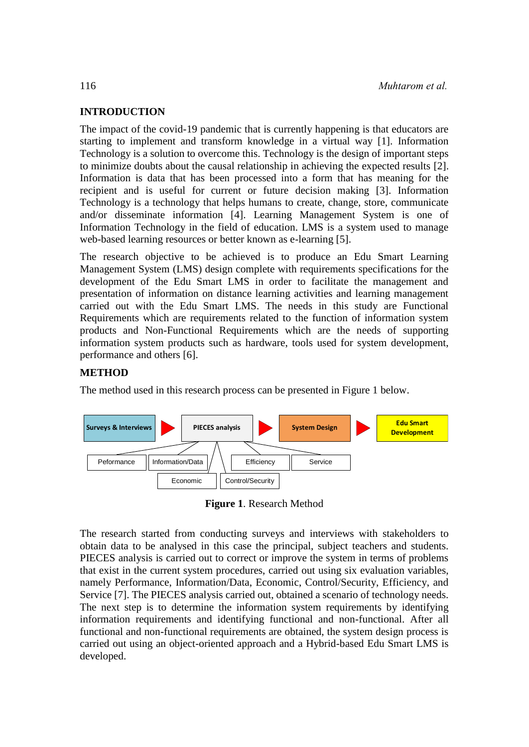## INTRODUCTION

The impact of the covid-19 pandemic that is currently happening is that educators are starting to implement and transform knowledge in a virtual way [1]. Information Technology is a solution to overcome this. Technology is the design of important steps to minimize doubts about the causal relationship in achieving the expected results [2]. Information is data that has been processed into a form that has meaning for the recipient and is useful for current or future decision making [3]. Information Technology is a technology that helps humans to create, change, store, communicate and/or disseminate information [4]. Learning Management System is one of Information Technology in the field of education. LMS is a system used to manage web-based learning resources or better known as e-learning [5].

The research objective to be achieved is to produce an Edu Smart Learning Management System (LMS) design complete with requirements specifications for the development of the Edu Smart LMS in order to facilitate the management and presentation of information on distance learning activities and learning management carried out with the Edu Smart LMS. The needs in this study are Functional Requirements which are requirements related to the function of information system products and Non-Functional Requirements which are the needs of supporting information system products such as hardware, tools used for system development, performance and others [6].

## METHOD

The method used in this research process can be presented in Figure 1 below.

Surveys & Interviews → PIECES analysis → System Design → Edu Smart Development

PIECES analysis: Peformance, Information/Data, Economic, Control/Security, Efficiency, Service

**Figure 1**. Research Method

The research started from conducting surveys and interviews with stakeholders to obtain data to be analysed in this case the principal, subject teachers and students. PIECES analysis is carried out to correct or improve the system in terms of problems that exist in the current system procedures, carried out using six evaluation variables, namely Performance, Information/Data, Economic, Control/Security, Efficiency, and Service [7]. The PIECES analysis carried out, obtained a scenario of technology needs. The next step is to determine the information system requirements by identifying information requirements and identifying functional and non-functional. After all functional and non-functional requirements are obtained, the system design process is carried out using an object-oriented approach and a Hybrid-based Edu Smart LMS is developed.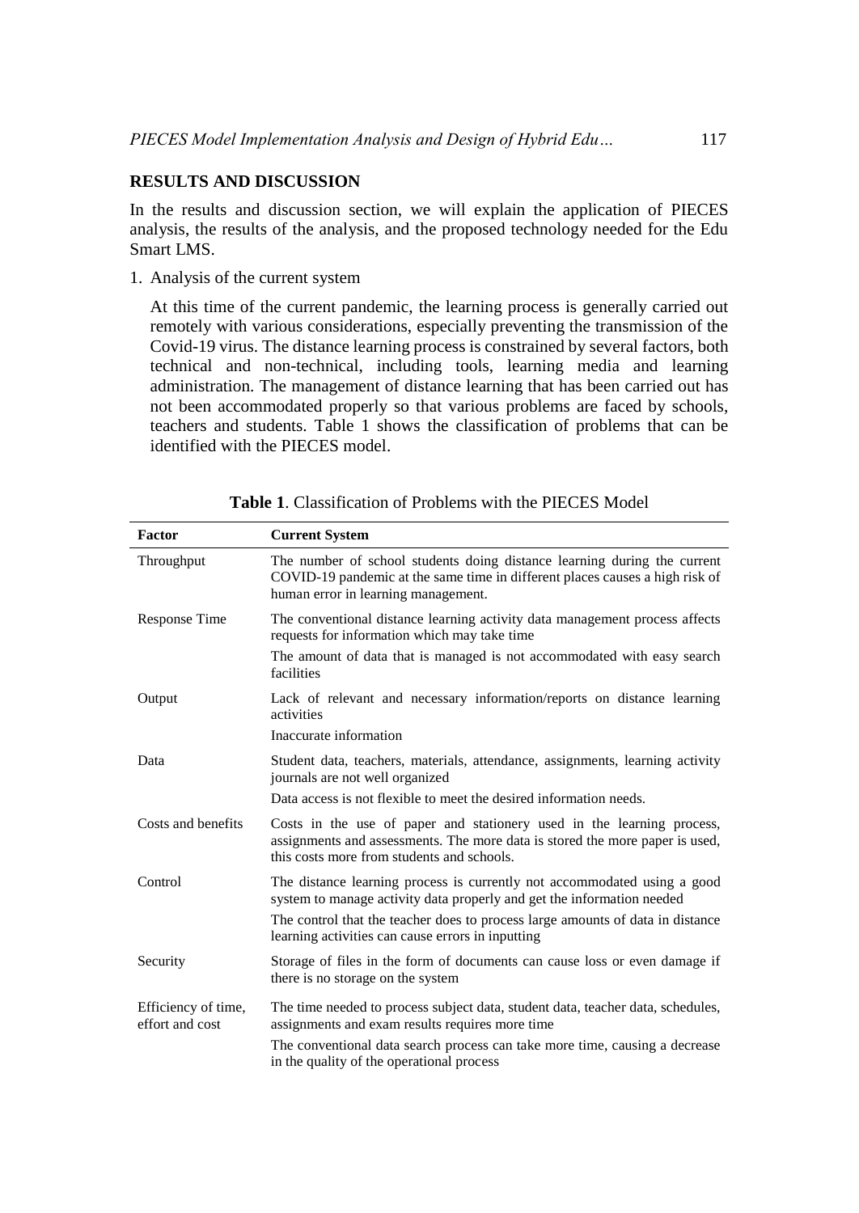## RESULTS AND DISCUSSION

In the results and discussion section, we will explain the application of PIECES analysis, the results of the analysis, and the proposed technology needed for the Edu Smart LMS.

1. Analysis of the current system

   At this time of the current pandemic, the learning process is generally carried out remotely with various considerations, especially preventing the transmission of the Covid-19 virus. The distance learning process is constrained by several factors, both technical and non-technical, including tools, learning media and learning administration. The management of distance learning that has been carried out has not been accommodated properly so that various problems are faced by schools, teachers and students. Table 1 shows the classification of problems that can be identified with the PIECES model.

**Table 1**. Classification of Problems with the PIECES Model

| Factor | Current System |
|---|---|
| Throughput | The number of school students doing distance learning during the current COVID-19 pandemic at the same time in different places causes a high risk of human error in learning management. |
| Response Time | The conventional distance learning activity data management process affects requests for information which may take time<br>The amount of data that is managed is not accommodated with easy search facilities |
| Output | Lack of relevant and necessary information/reports on distance learning activities<br>Inaccurate information |
| Data | Student data, teachers, materials, attendance, assignments, learning activity journals are not well organized<br>Data access is not flexible to meet the desired information needs. |
| Costs and benefits | Costs in the use of paper and stationery used in the learning process, assignments and assessments. The more data is stored the more paper is used, this costs more from students and schools. |
| Control | The distance learning process is currently not accommodated using a good system to manage activity data properly and get the information needed<br>The control that the teacher does to process large amounts of data in distance learning activities can cause errors in inputting |
| Security | Storage of files in the form of documents can cause loss or even damage if there is no storage on the system |
| Efficiency of time, effort and cost | The time needed to process subject data, student data, teacher data, schedules, assignments and exam results requires more time<br>The conventional data search process can take more time, causing a decrease in the quality of the operational process |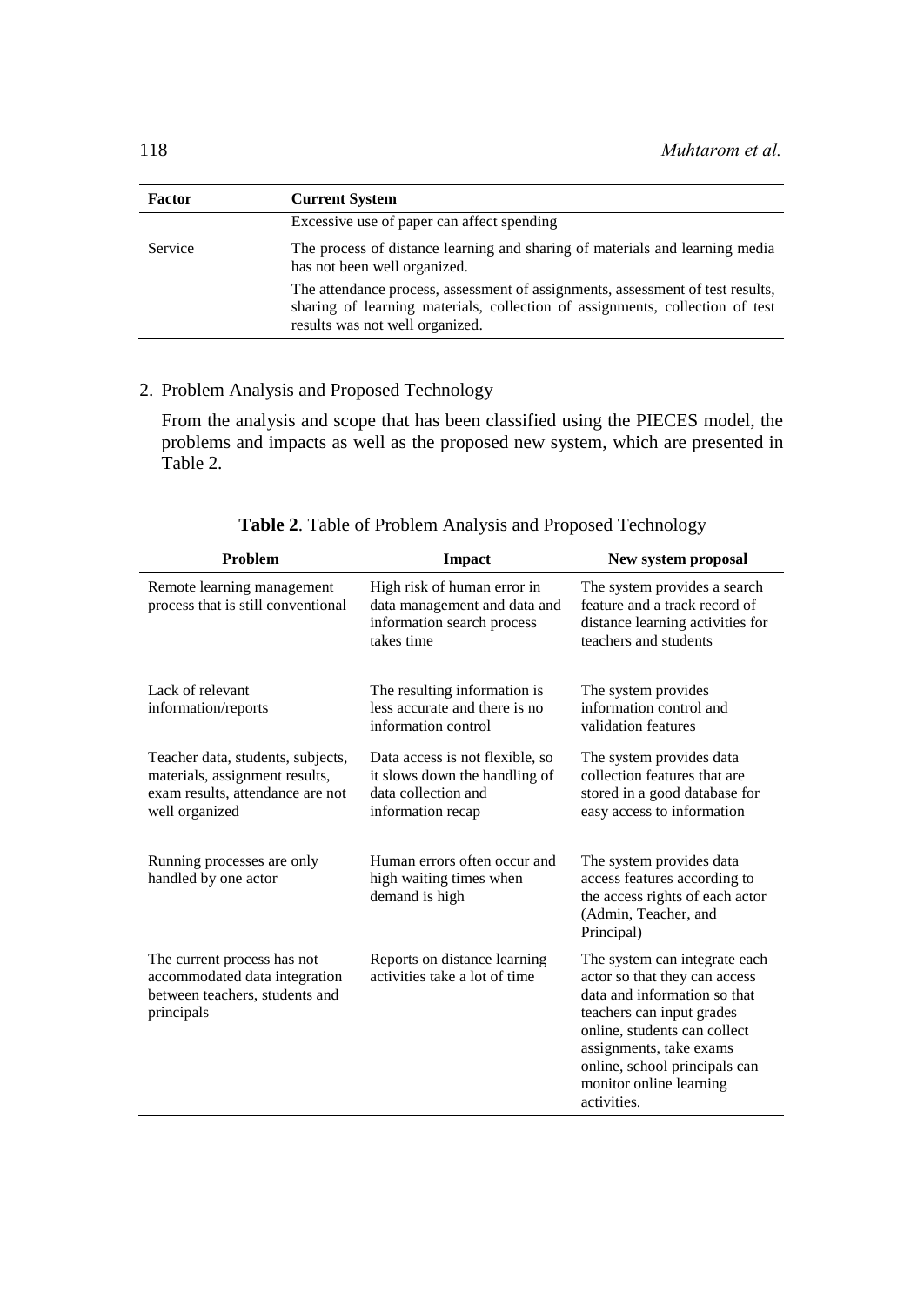| Factor | Current System |
|---|---|
| | Excessive use of paper can affect spending |
| Service | The process of distance learning and sharing of materials and learning media has not been well organized. |
| | The attendance process, assessment of assignments, assessment of test results, sharing of learning materials, collection of assignments, collection of test results was not well organized. |

2. Problem Analysis and Proposed Technology

   From the analysis and scope that has been classified using the PIECES model, the problems and impacts as well as the proposed new system, which are presented in Table 2.

**Table 2**. Table of Problem Analysis and Proposed Technology

| Problem | Impact | New system proposal |
|---|---|---|
| Remote learning management process that is still conventional | High risk of human error in data management and data and information search process takes time | The system provides a search feature and a track record of distance learning activities for teachers and students |
| Lack of relevant information/reports | The resulting information is less accurate and there is no information control | The system provides information control and validation features |
| Teacher data, students, subjects, materials, assignment results, exam results, attendance are not well organized | Data access is not flexible, so it slows down the handling of data collection and information recap | The system provides data collection features that are stored in a good database for easy access to information |
| Running processes are only handled by one actor | Human errors often occur and high waiting times when demand is high | The system provides data access features according to the access rights of each actor (Admin, Teacher, and Principal) |
| The current process has not accommodated data integration between teachers, students and principals | Reports on distance learning activities take a lot of time | The system can integrate each actor so that they can access data and information so that teachers can input grades online, students can collect assignments, take exams online, school principals can monitor online learning activities. |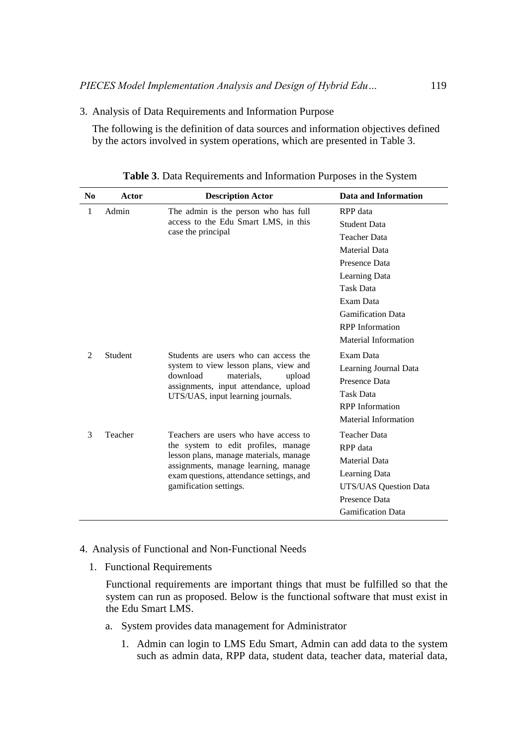3. Analysis of Data Requirements and Information Purpose

   The following is the definition of data sources and information objectives defined by the actors involved in system operations, which are presented in Table 3.

**Table 3**. Data Requirements and Information Purposes in the System

| No | Actor | Description Actor | Data and Information |
|---|---|---|---|
| 1 | Admin | The admin is the person who has full access to the Edu Smart LMS, in this case the principal | RPP data<br>Student Data<br>Teacher Data<br>Material Data<br>Presence Data<br>Learning Data<br>Task Data<br>Exam Data<br>Gamification Data<br>RPP Information<br>Material Information |
| 2 | Student | Students are users who can access the system to view lesson plans, view and download materials, upload assignments, input attendance, upload UTS/UAS, input learning journals. | Exam Data<br>Learning Journal Data<br>Presence Data<br>Task Data<br>RPP Information<br>Material Information |
| 3 | Teacher | Teachers are users who have access to the system to edit profiles, manage lesson plans, manage materials, manage assignments, manage learning, manage exam questions, attendance settings, and gamification settings. | Teacher Data<br>RPP data<br>Material Data<br>Learning Data<br>UTS/UAS Question Data<br>Presence Data<br>Gamification Data |

4. Analysis of Functional and Non-Functional Needs

   1. Functional Requirements

      Functional requirements are important things that must be fulfilled so that the system can run as proposed. Below is the functional software that must exist in the Edu Smart LMS.

      a. System provides data management for Administrator

         1. Admin can login to LMS Edu Smart, Admin can add data to the system such as admin data, RPP data, student data, teacher data, material data,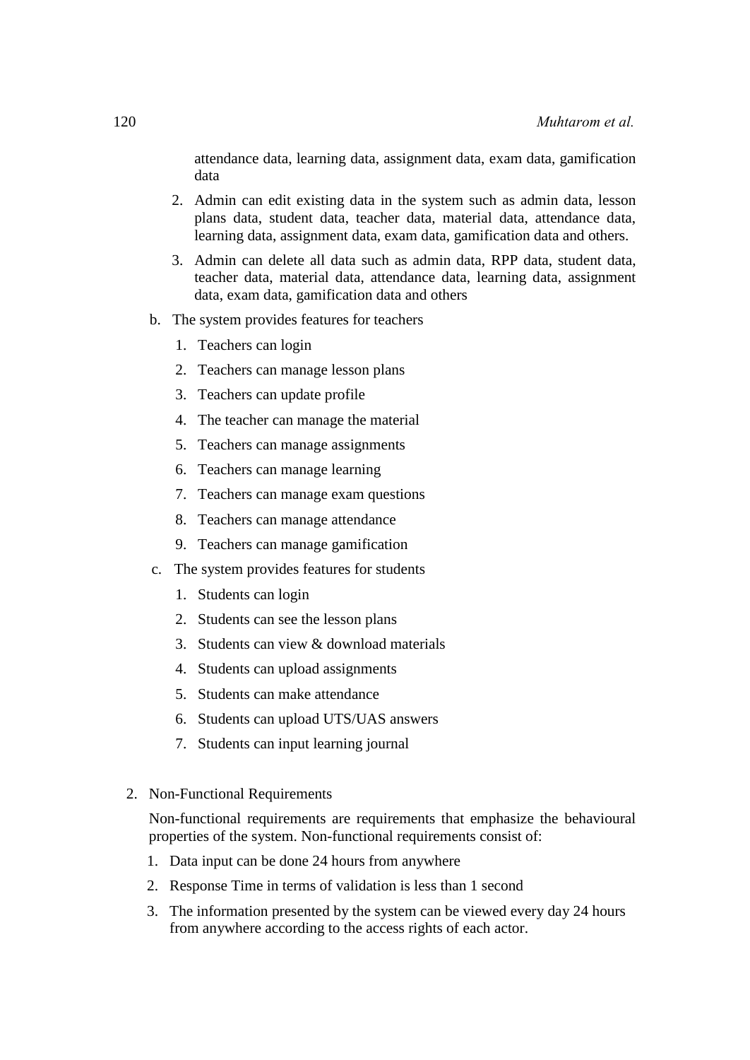attendance data, learning data, assignment data, exam data, gamification data

2. Admin can edit existing data in the system such as admin data, lesson plans data, student data, teacher data, material data, attendance data, learning data, assignment data, exam data, gamification data and others.
3. Admin can delete all data such as admin data, RPP data, student data, teacher data, material data, attendance data, learning data, assignment data, exam data, gamification data and others

b. The system provides features for teachers

1. Teachers can login
2. Teachers can manage lesson plans
3. Teachers can update profile
4. The teacher can manage the material
5. Teachers can manage assignments
6. Teachers can manage learning
7. Teachers can manage exam questions
8. Teachers can manage attendance
9. Teachers can manage gamification

c. The system provides features for students

1. Students can login
2. Students can see the lesson plans
3. Students can view & download materials
4. Students can upload assignments
5. Students can make attendance
6. Students can upload UTS/UAS answers
7. Students can input learning journal

2. Non-Functional Requirements

Non-functional requirements are requirements that emphasize the behavioural properties of the system. Non-functional requirements consist of:

1. Data input can be done 24 hours from anywhere
2. Response Time in terms of validation is less than 1 second
3. The information presented by the system can be viewed every day 24 hours from anywhere according to the access rights of each actor.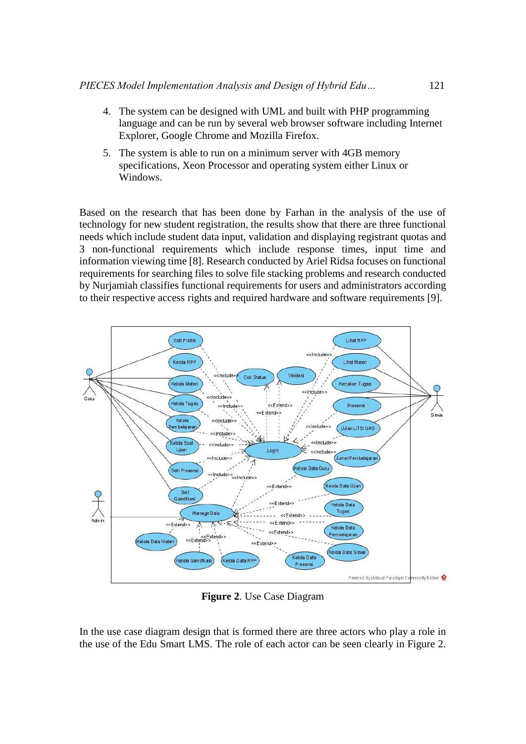4. The system can be designed with UML and built with PHP programming language and can be run by several web browser software including Internet Explorer, Google Chrome and Mozilla Firefox.
5. The system is able to run on a minimum server with 4GB memory specifications, Xeon Processor and operating system either Linux or Windows.

Based on the research that has been done by Farhan in the analysis of the use of technology for new student registration, the results show that there are three functional needs which include student data input, validation and displaying registrant quotas and 3 non-functional requirements which include response times, input time and information viewing time [8]. Research conducted by Ariel Ridsa focuses on functional requirements for searching files to solve file stacking problems and research conducted by Nurjamiah classifies functional requirements for users and administrators according to their respective access rights and required hardware and software requirements [9].

**Figure 2**. Use Case Diagram

In the use case diagram design that is formed there are three actors who play a role in the use of the Edu Smart LMS. The role of each actor can be seen clearly in Figure 2.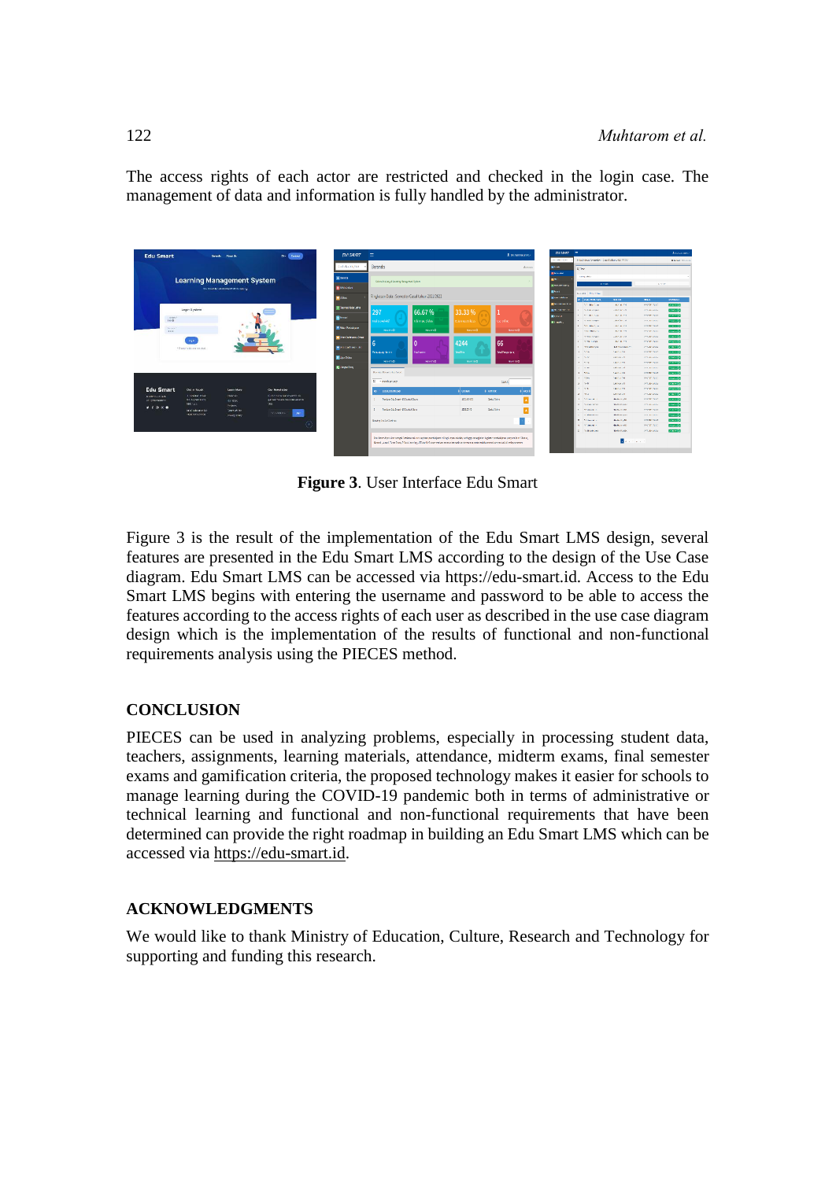The access rights of each actor are restricted and checked in the login case. The management of data and information is fully handled by the administrator.

**Figure 3**. User Interface Edu Smart

Figure 3 is the result of the implementation of the Edu Smart LMS design, several features are presented in the Edu Smart LMS according to the design of the Use Case diagram. Edu Smart LMS can be accessed via https://edu-smart.id. Access to the Edu Smart LMS begins with entering the username and password to be able to access the features according to the access rights of each user as described in the use case diagram design which is the implementation of the results of functional and non-functional requirements analysis using the PIECES method.

## CONCLUSION

PIECES can be used in analyzing problems, especially in processing student data, teachers, assignments, learning materials, attendance, midterm exams, final semester exams and gamification criteria, the proposed technology makes it easier for schools to manage learning during the COVID-19 pandemic both in terms of administrative or technical learning and functional and non-functional requirements that have been determined can provide the right roadmap in building an Edu Smart LMS which can be accessed via https://edu-smart.id.

## ACKNOWLEDGMENTS

We would like to thank Ministry of Education, Culture, Research and Technology for supporting and funding this research.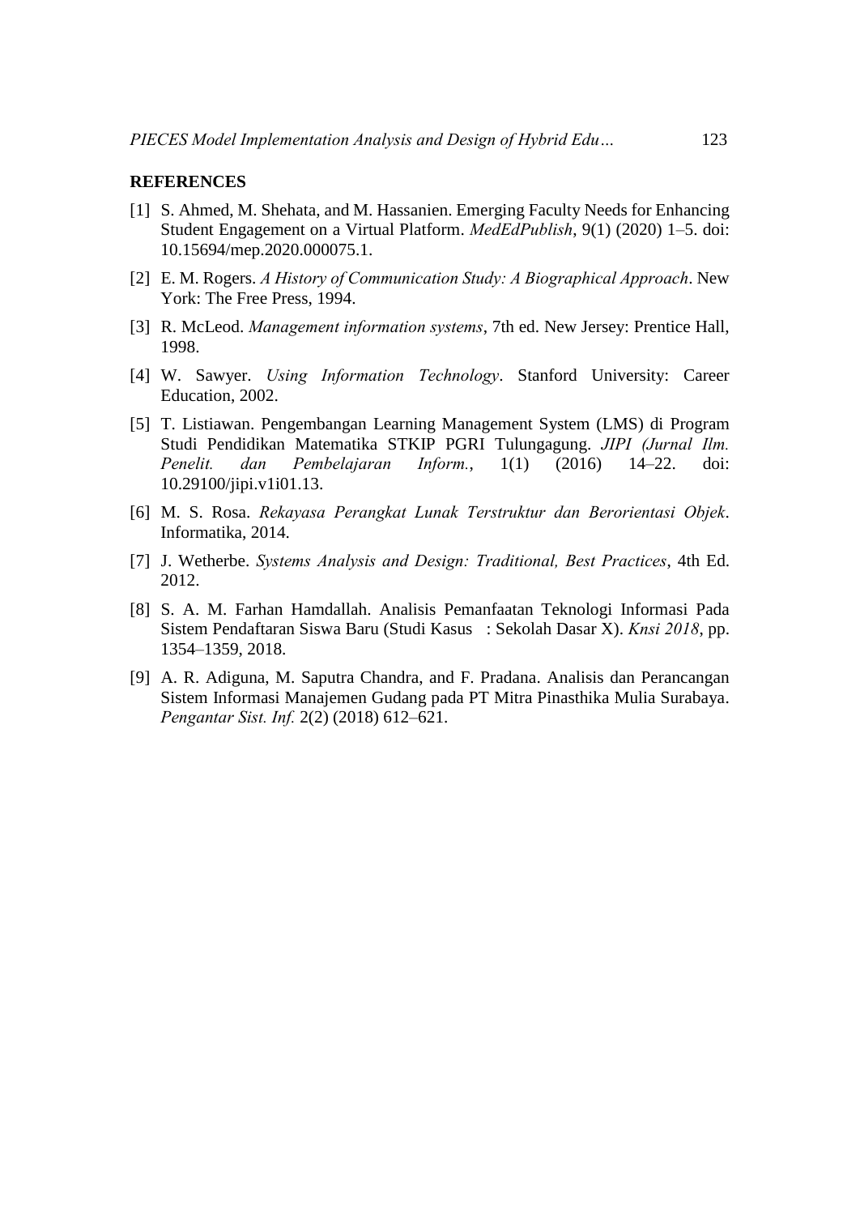## REFERENCES

[1] S. Ahmed, M. Shehata, and M. Hassanien. Emerging Faculty Needs for Enhancing Student Engagement on a Virtual Platform. *MedEdPublish*, 9(1) (2020) 1–5. doi: 10.15694/mep.2020.000075.1.

[2] E. M. Rogers. *A History of Communication Study: A Biographical Approach*. New York: The Free Press, 1994.

[3] R. McLeod. *Management information systems*, 7th ed. New Jersey: Prentice Hall, 1998.

[4] W. Sawyer. *Using Information Technology*. Stanford University: Career Education, 2002.

[5] T. Listiawan. Pengembangan Learning Management System (LMS) di Program Studi Pendidikan Matematika STKIP PGRI Tulungagung. *JIPI (Jurnal Ilm. Penelit. dan Pembelajaran Inform.*, 1(1) (2016) 14–22. doi: 10.29100/jipi.v1i01.13.

[6] M. S. Rosa. *Rekayasa Perangkat Lunak Terstruktur dan Berorientasi Objek*. Informatika, 2014.

[7] J. Wetherbe. *Systems Analysis and Design: Traditional, Best Practices*, 4th Ed. 2012.

[8] S. A. M. Farhan Hamdallah. Analisis Pemanfaatan Teknologi Informasi Pada Sistem Pendaftaran Siswa Baru (Studi Kasus : Sekolah Dasar X). *Knsi 2018*, pp. 1354–1359, 2018.

[9] A. R. Adiguna, M. Saputra Chandra, and F. Pradana. Analisis dan Perancangan Sistem Informasi Manajemen Gudang pada PT Mitra Pinasthika Mulia Surabaya. *Pengantar Sist. Inf.* 2(2) (2018) 612–621.